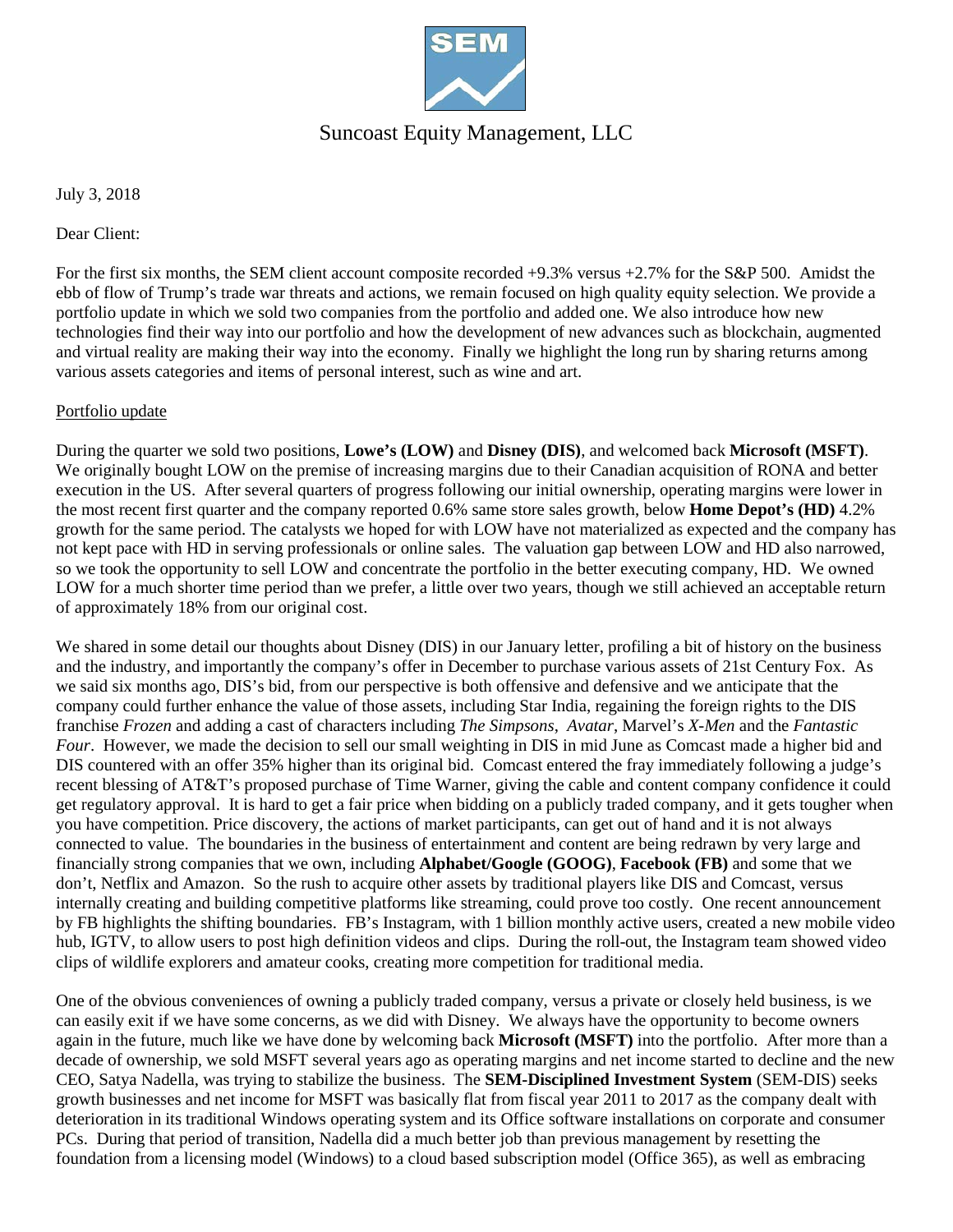# Suncoast Equity Management, LLC

July 3, 2018

Dear Client:

For the first six months, the SEM client account composite recorded +9.3% versus +2.7% for the S&P 500. Amidst the ebb of flow of Trump's trade war threats and actions, we remain focused on high quality equity selection. We provide a portfolio update in which we sold two companies from the portfolio and added one. We also introduce how new technologies find their way into our portfolio and how the development of new advances such as blockchain, augmented and virtual reality are making their way into the economy. Finally we highlight the long run by sharing returns among various assets categories and items of personal interest, such as wine and art.

## Portfolio update

During the quarter we sold two positions, **Lowe's (LOW)** and **Disney (DIS)**, and welcomed back **Microsoft (MSFT)**. We originally bought LOW on the premise of increasing margins due to their Canadian acquisition of RONA and better execution in the US. After several quarters of progress following our initial ownership, operating margins were lower in the most recent first quarter and the company reported 0.6% same store sales growth, below **Home Depot's (HD)** 4.2% growth for the same period. The catalysts we hoped for with LOW have not materialized as expected and the company has not kept pace with HD in serving professionals or online sales. The valuation gap between LOW and HD also narrowed, so we took the opportunity to sell LOW and concentrate the portfolio in the better executing company, HD. We owned LOW for a much shorter time period than we prefer, a little over two years, though we still achieved an acceptable return of approximately 18% from our original cost.

We shared in some detail our thoughts about Disney (DIS) in our January letter, profiling a bit of history on the business and the industry, and importantly the company's offer in December to purchase various assets of 21st Century Fox. As we said six months ago, DIS's bid, from our perspective is both offensive and defensive and we anticipate that the company could further enhance the value of those assets, including Star India, regaining the foreign rights to the DIS franchise *Frozen* and adding a cast of characters including *The Simpsons*, *Avatar*, Marvel's *X-Men* and the *Fantastic Four*. However, we made the decision to sell our small weighting in DIS in mid June as Comcast made a higher bid and DIS countered with an offer 35% higher than its original bid. Comcast entered the fray immediately following a judge's recent blessing of AT&T's proposed purchase of Time Warner, giving the cable and content company confidence it could get regulatory approval. It is hard to get a fair price when bidding on a publicly traded company, and it gets tougher when you have competition. Price discovery, the actions of market participants, can get out of hand and it is not always connected to value. The boundaries in the business of entertainment and content are being redrawn by very large and financially strong companies that we own, including **Alphabet/Google (GOOG)**, **Facebook (FB)** and some that we don't, Netflix and Amazon. So the rush to acquire other assets by traditional players like DIS and Comcast, versus internally creating and building competitive platforms like streaming, could prove too costly. One recent announcement by FB highlights the shifting boundaries. FB's Instagram, with 1 billion monthly active users, created a new mobile video hub, IGTV, to allow users to post high definition videos and clips. During the roll-out, the Instagram team showed video clips of wildlife explorers and amateur cooks, creating more competition for traditional media.

One of the obvious conveniences of owning a publicly traded company, versus a private or closely held business, is we can easily exit if we have some concerns, as we did with Disney. We always have the opportunity to become owners again in the future, much like we have done by welcoming back **Microsoft (MSFT)** into the portfolio. After more than a decade of ownership, we sold MSFT several years ago as operating margins and net income started to decline and the new CEO, Satya Nadella, was trying to stabilize the business. The **SEM-Disciplined Investment System** (SEM-DIS) seeks growth businesses and net income for MSFT was basically flat from fiscal year 2011 to 2017 as the company dealt with deterioration in its traditional Windows operating system and its Office software installations on corporate and consumer PCs. During that period of transition, Nadella did a much better job than previous management by resetting the foundation from a licensing model (Windows) to a cloud based subscription model (Office 365), as well as embracing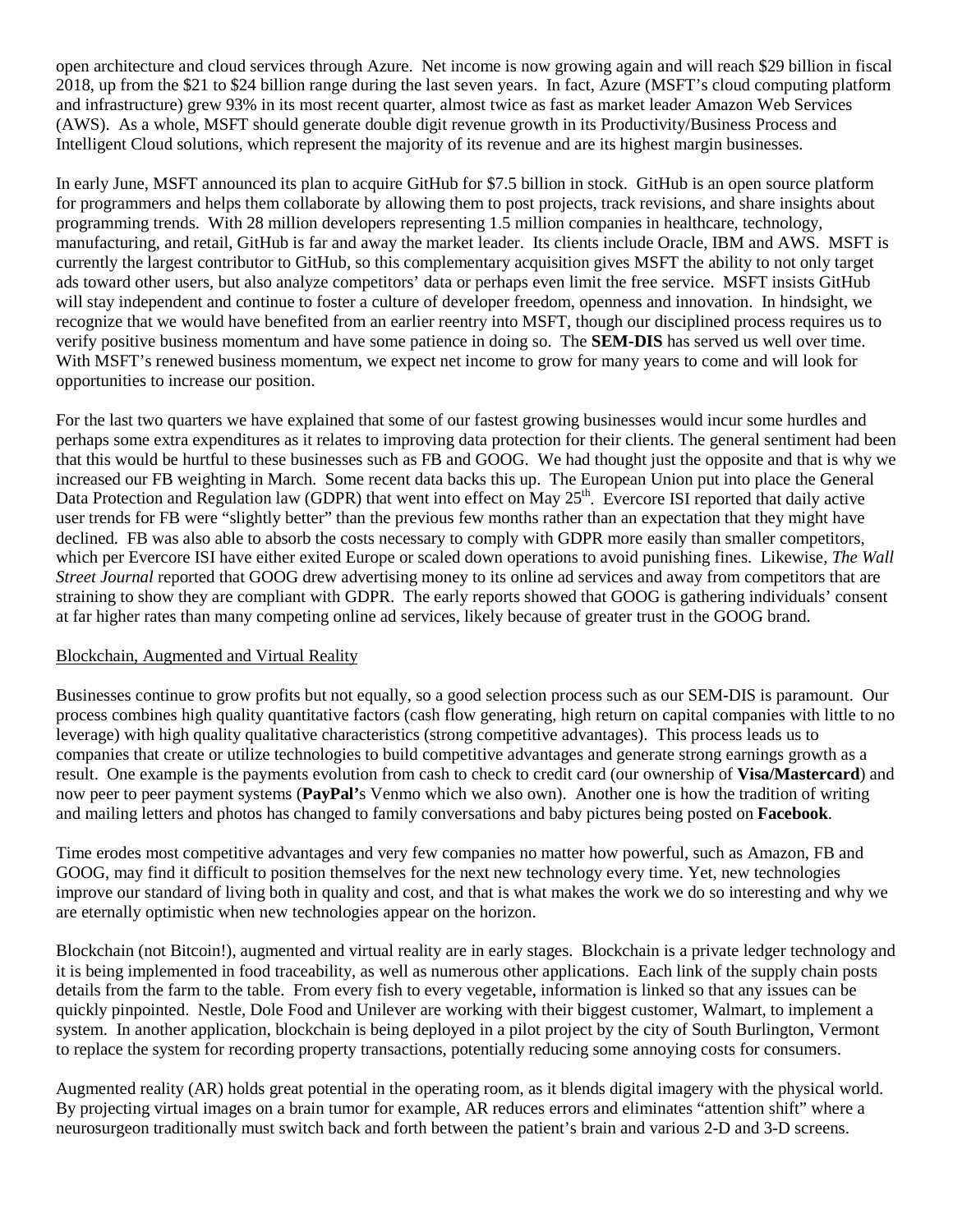open architecture and cloud services through Azure. Net income is now growing again and will reach $29 billion in fiscal 2018, up from the $21 to $24 billion range during the last seven years. In fact, Azure (MSFT's cloud computing platform and infrastructure) grew 93% in its most recent quarter, almost twice as fast as market leader Amazon Web Services (AWS). As a whole, MSFT should generate double digit revenue growth in its Productivity/Business Process and Intelligent Cloud solutions, which represent the majority of its revenue and are its highest margin businesses.

In early June, MSFT announced its plan to acquire GitHub for $7.5 billion in stock. GitHub is an open source platform for programmers and helps them collaborate by allowing them to post projects, track revisions, and share insights about programming trends. With 28 million developers representing 1.5 million companies in healthcare, technology, manufacturing, and retail, GitHub is far and away the market leader. Its clients include Oracle, IBM and AWS. MSFT is currently the largest contributor to GitHub, so this complementary acquisition gives MSFT the ability to not only target ads toward other users, but also analyze competitors' data or perhaps even limit the free service. MSFT insists GitHub will stay independent and continue to foster a culture of developer freedom, openness and innovation. In hindsight, we recognize that we would have benefited from an earlier reentry into MSFT, though our disciplined process requires us to verify positive business momentum and have some patience in doing so. The **SEM-DIS** has served us well over time. With MSFT's renewed business momentum, we expect net income to grow for many years to come and will look for opportunities to increase our position.

For the last two quarters we have explained that some of our fastest growing businesses would incur some hurdles and perhaps some extra expenditures as it relates to improving data protection for their clients. The general sentiment had been that this would be hurtful to these businesses such as FB and GOOG. We had thought just the opposite and that is why we increased our FB weighting in March. Some recent data backs this up. The European Union put into place the General Data Protection and Regulation law (GDPR) that went into effect on May 25th. Evercore ISI reported that daily active user trends for FB were "slightly better" than the previous few months rather than an expectation that they might have declined. FB was also able to absorb the costs necessary to comply with GDPR more easily than smaller competitors, which per Evercore ISI have either exited Europe or scaled down operations to avoid punishing fines. Likewise, *The Wall Street Journal* reported that GOOG drew advertising money to its online ad services and away from competitors that are straining to show they are compliant with GDPR. The early reports showed that GOOG is gathering individuals' consent at far higher rates than many competing online ad services, likely because of greater trust in the GOOG brand.

## Blockchain, Augmented and Virtual Reality

Businesses continue to grow profits but not equally, so a good selection process such as our SEM-DIS is paramount. Our process combines high quality quantitative factors (cash flow generating, high return on capital companies with little to no leverage) with high quality qualitative characteristics (strong competitive advantages). This process leads us to companies that create or utilize technologies to build competitive advantages and generate strong earnings growth as a result. One example is the payments evolution from cash to check to credit card (our ownership of **Visa/Mastercard**) and now peer to peer payment systems (**PayPal'**s Venmo which we also own). Another one is how the tradition of writing and mailing letters and photos has changed to family conversations and baby pictures being posted on **Facebook**.

Time erodes most competitive advantages and very few companies no matter how powerful, such as Amazon, FB and GOOG, may find it difficult to position themselves for the next new technology every time. Yet, new technologies improve our standard of living both in quality and cost, and that is what makes the work we do so interesting and why we are eternally optimistic when new technologies appear on the horizon.

Blockchain (not Bitcoin!), augmented and virtual reality are in early stages. Blockchain is a private ledger technology and it is being implemented in food traceability, as well as numerous other applications. Each link of the supply chain posts details from the farm to the table. From every fish to every vegetable, information is linked so that any issues can be quickly pinpointed. Nestle, Dole Food and Unilever are working with their biggest customer, Walmart, to implement a system. In another application, blockchain is being deployed in a pilot project by the city of South Burlington, Vermont to replace the system for recording property transactions, potentially reducing some annoying costs for consumers.

Augmented reality (AR) holds great potential in the operating room, as it blends digital imagery with the physical world. By projecting virtual images on a brain tumor for example, AR reduces errors and eliminates "attention shift" where a neurosurgeon traditionally must switch back and forth between the patient's brain and various 2-D and 3-D screens.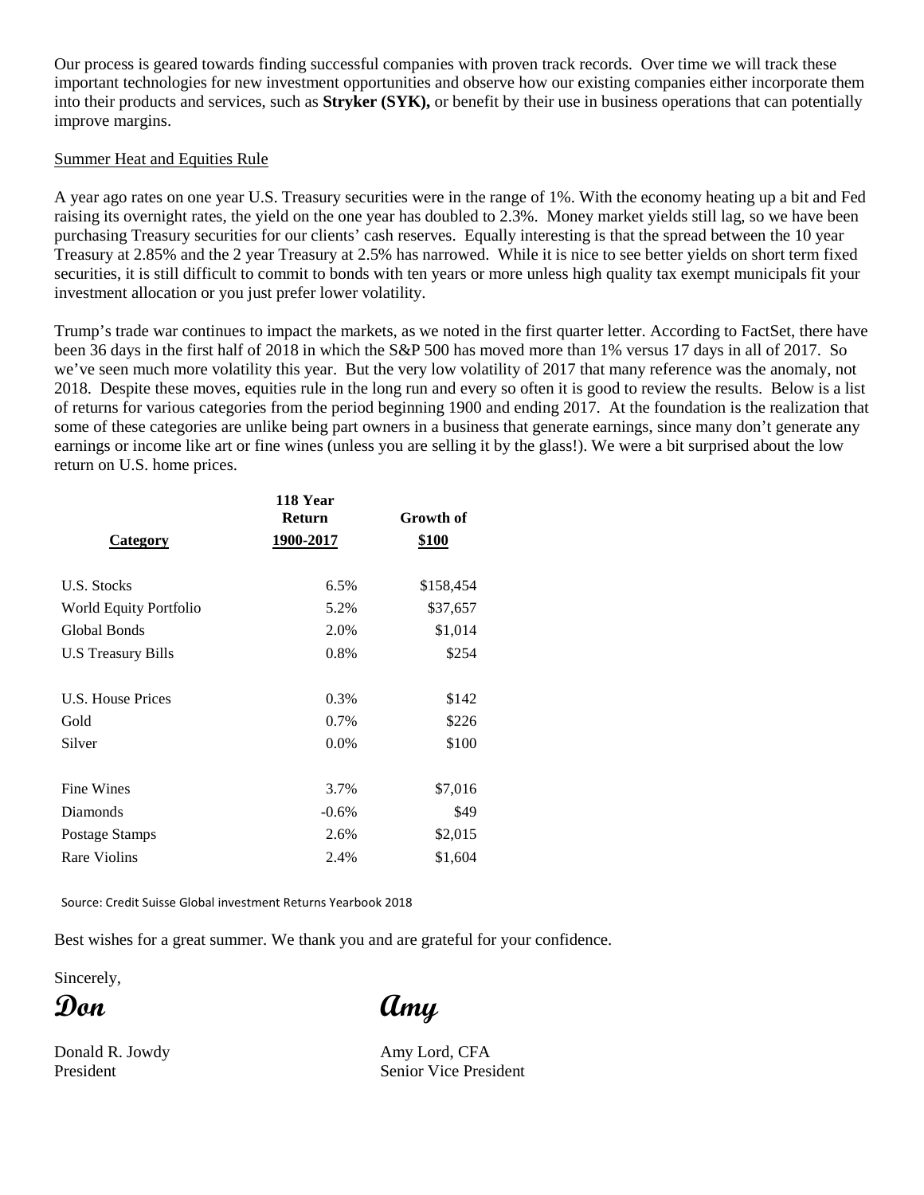Our process is geared towards finding successful companies with proven track records. Over time we will track these important technologies for new investment opportunities and observe how our existing companies either incorporate them into their products and services, such as **Stryker (SYK),** or benefit by their use in business operations that can potentially improve margins.

Summer Heat and Equities Rule

A year ago rates on one year U.S. Treasury securities were in the range of 1%. With the economy heating up a bit and Fed raising its overnight rates, the yield on the one year has doubled to 2.3%. Money market yields still lag, so we have been purchasing Treasury securities for our clients' cash reserves. Equally interesting is that the spread between the 10 year Treasury at 2.85% and the 2 year Treasury at 2.5% has narrowed. While it is nice to see better yields on short term fixed securities, it is still difficult to commit to bonds with ten years or more unless high quality tax exempt municipals fit your investment allocation or you just prefer lower volatility.

Trump's trade war continues to impact the markets, as we noted in the first quarter letter. According to FactSet, there have been 36 days in the first half of 2018 in which the S&P 500 has moved more than 1% versus 17 days in all of 2017. So we've seen much more volatility this year. But the very low volatility of 2017 that many reference was the anomaly, not 2018. Despite these moves, equities rule in the long run and every so often it is good to review the results. Below is a list of returns for various categories from the period beginning 1900 and ending 2017. At the foundation is the realization that some of these categories are unlike being part owners in a business that generate earnings, since many don't generate any earnings or income like art or fine wines (unless you are selling it by the glass!). We were a bit surprised about the low return on U.S. home prices.

| Category | 118 Year Return 1900-2017 | Growth of $100 |
|---|---|---|
| U.S. Stocks | 6.5% | $158,454 |
| World Equity Portfolio | 5.2% | $37,657 |
| Global Bonds | 2.0% | $1,014 |
| U.S Treasury Bills | 0.8% | $254 |
| U.S. House Prices | 0.3% | $142 |
| Gold | 0.7% | $226 |
| Silver | 0.0% | $100 |
| Fine Wines | 3.7% | $7,016 |
| Diamonds | -0.6% | $49 |
| Postage Stamps | 2.6% | $2,015 |
| Rare Violins | 2.4% | $1,604 |

Source: Credit Suisse Global investment Returns Yearbook 2018

Best wishes for a great summer. We thank you and are grateful for your confidence.

Sincerely,

*Don* *Amy*

Donald R. Jowdy
President

Amy Lord, CFA
Senior Vice President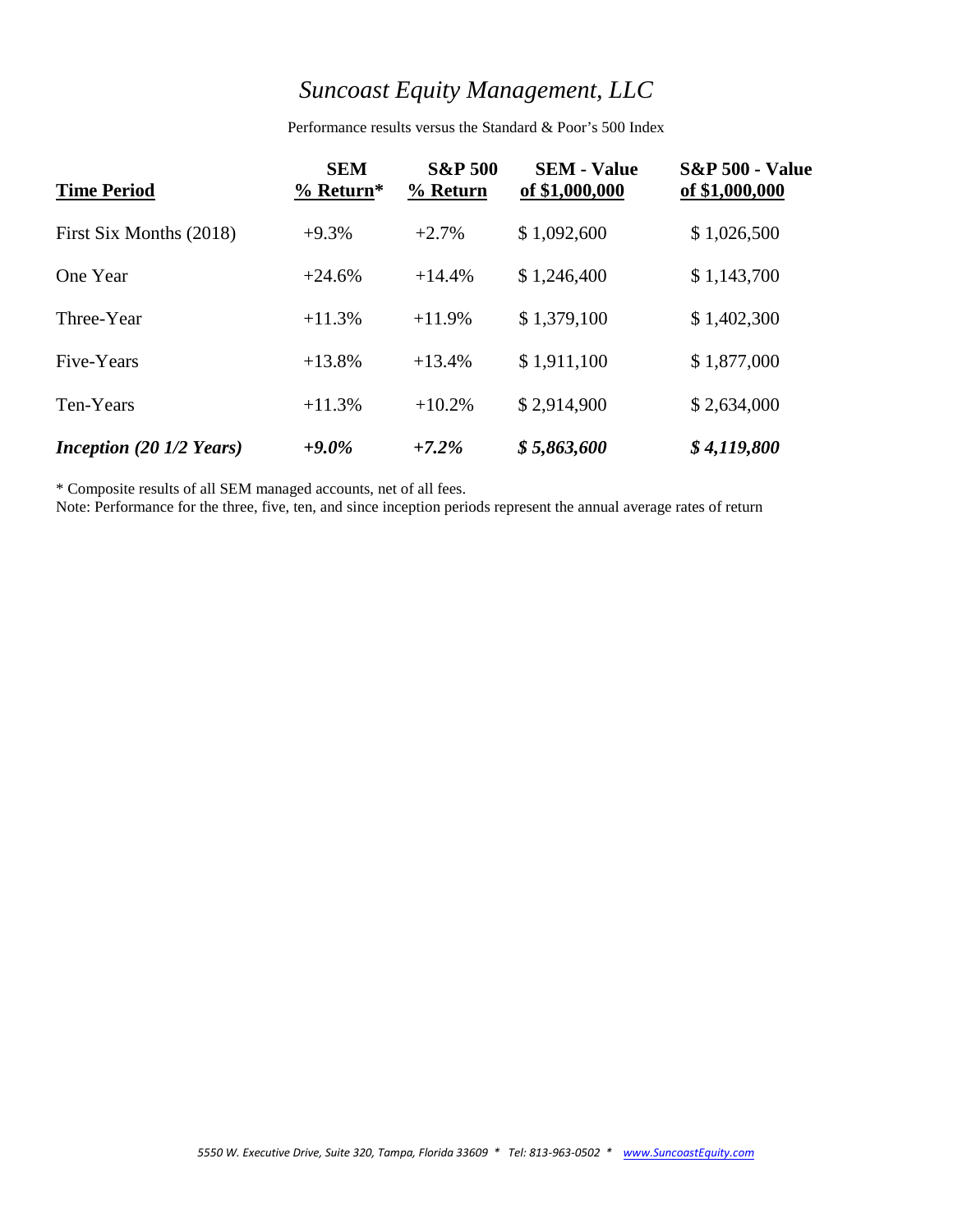# *Suncoast Equity Management, LLC*

Performance results versus the Standard & Poor's 500 Index

| Time Period | SEM % Return* | S&P 500 % Return | SEM - Value of $1,000,000 | S&P 500 - Value of $1,000,000 |
|---|---|---|---|---|
| First Six Months (2018) | +9.3% | +2.7% | $ 1,092,600 | $ 1,026,500 |
| One Year | +24.6% | +14.4% | $ 1,246,400 | $ 1,143,700 |
| Three-Year | +11.3% | +11.9% | $ 1,379,100 | $ 1,402,300 |
| Five-Years | +13.8% | +13.4% | $ 1,911,100 | $ 1,877,000 |
| Ten-Years | +11.3% | +10.2% | $ 2,914,900 | $ 2,634,000 |
| ***Inception (20 1/2 Years)*** | ***+9.0%*** | ***+7.2%*** | ***$ 5,863,600*** | ***$ 4,119,800*** |

* Composite results of all SEM managed accounts, net of all fees.

Note: Performance for the three, five, ten, and since inception periods represent the annual average rates of return

*5550 W. Executive Drive, Suite 320, Tampa, Florida 33609 * Tel: 813-963-0502 * www.SuncoastEquity.com*